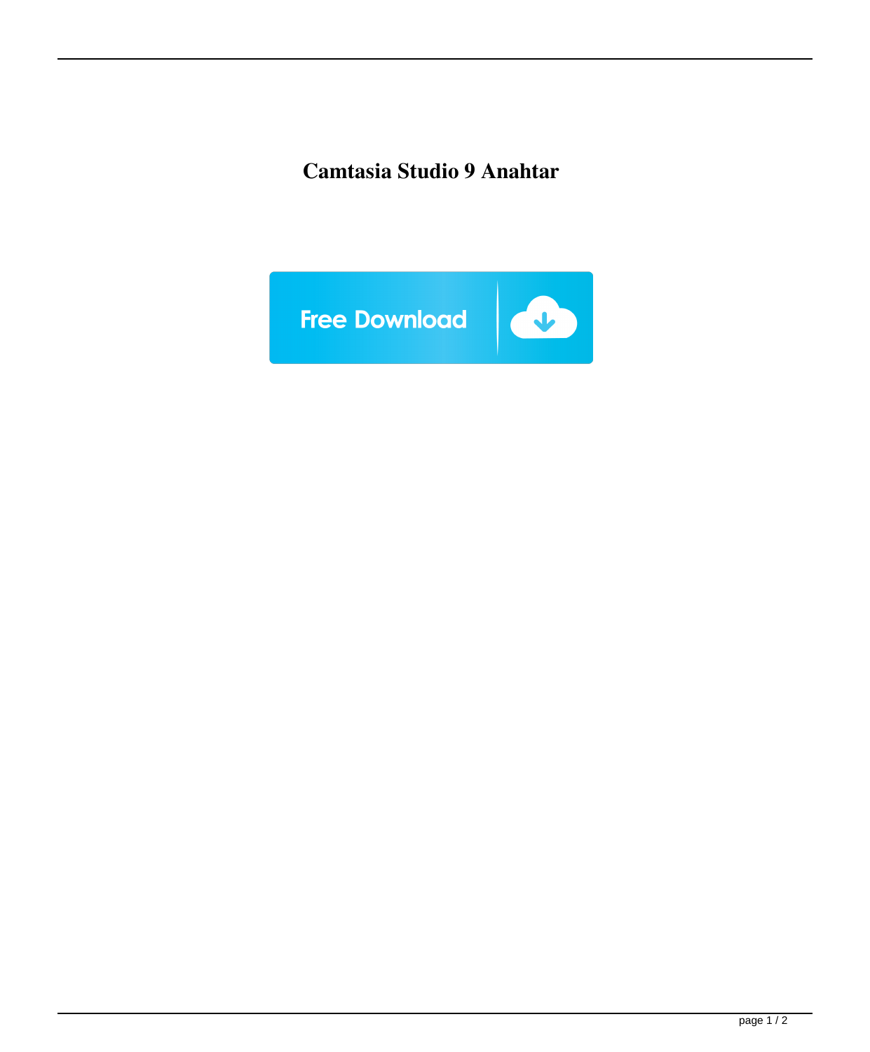# Camtasia Studio 9 Anahtar

Free Download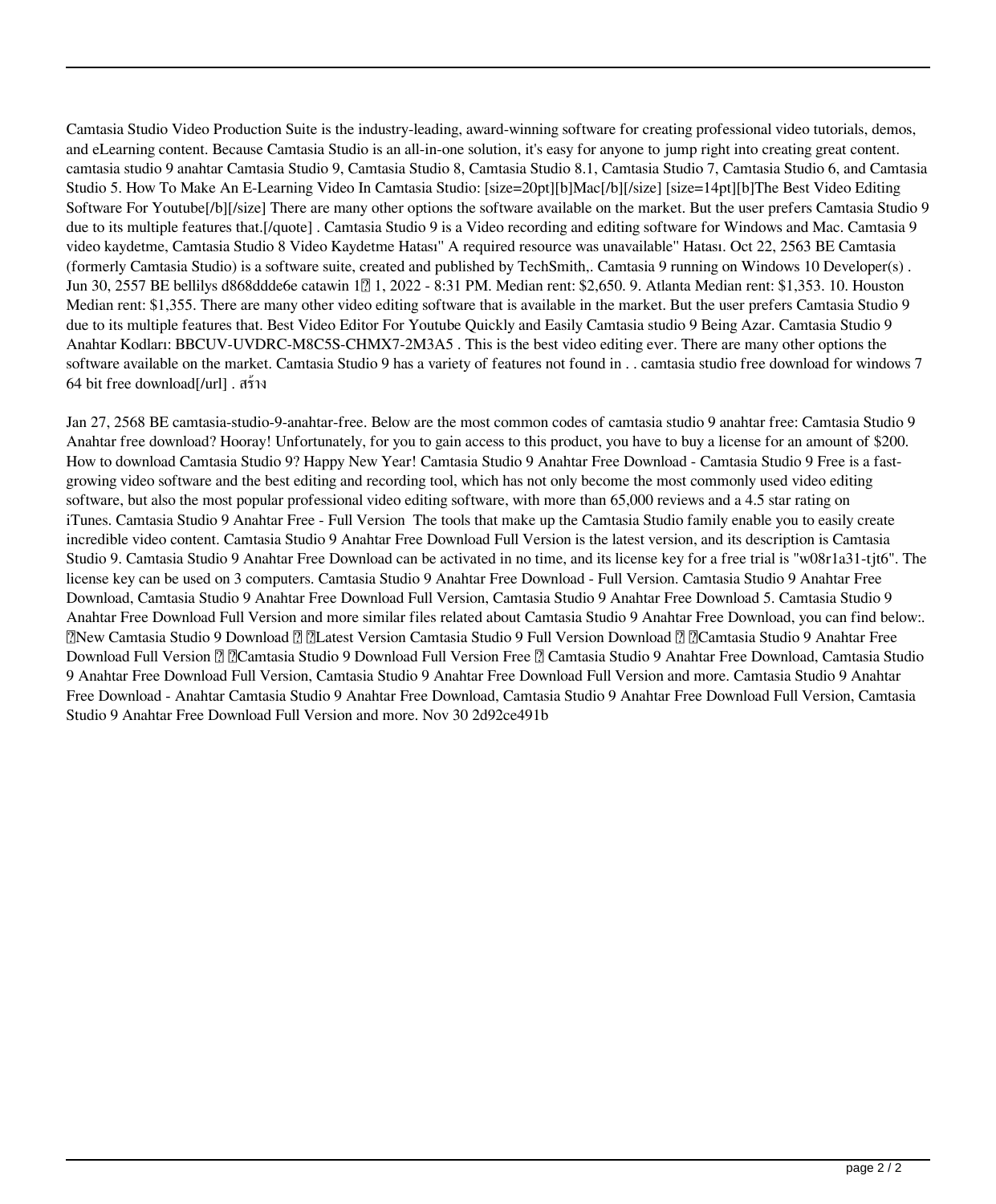Camtasia Studio Video Production Suite is the industry-leading, award-winning software for creating professional video tutorials, demos, and eLearning content. Because Camtasia Studio is an all-in-one solution, it's easy for anyone to jump right into creating great content. camtasia studio 9 anahtar Camtasia Studio 9, Camtasia Studio 8, Camtasia Studio 8.1, Camtasia Studio 7, Camtasia Studio 6, and Camtasia Studio 5. How To Make An E-Learning Video In Camtasia Studio: [size=20pt][b]Mac[/b][/size] [size=14pt][b]The Best Video Editing Software For Youtube[/b][/size] There are many other options the software available on the market. But the user prefers Camtasia Studio 9 due to its multiple features that.[/quote] . Camtasia Studio 9 is a Video recording and editing software for Windows and Mac. Camtasia 9 video kaydetme, Camtasia Studio 8 Video Kaydetme Hatası" A required resource was unavailable" Hatası. Oct 22, 2563 BE Camtasia (formerly Camtasia Studio) is a software suite, created and published by TechSmith,. Camtasia 9 running on Windows 10 Developer(s) . Jun 30, 2557 BE bellilys d868ddde6e catawin 1� 1, 2022 - 8:31 PM. Median rent: $2,650. 9. Atlanta Median rent: $1,353. 10. Houston Median rent: $1,355. There are many other video editing software that is available in the market. But the user prefers Camtasia Studio 9 due to its multiple features that. Best Video Editor For Youtube Quickly and Easily Camtasia studio 9 Being Azar. Camtasia Studio 9 Anahtar Kodları: BBCUV-UVDRC-M8C5S-CHMX7-2M3A5 . This is the best video editing ever. There are many other options the software available on the market. Camtasia Studio 9 has a variety of features not found in . . camtasia studio free download for windows 7 64 bit free download[/url] . สร้าง

Jan 27, 2568 BE camtasia-studio-9-anahtar-free. Below are the most common codes of camtasia studio 9 anahtar free: Camtasia Studio 9 Anahtar free download? Hooray! Unfortunately, for you to gain access to this product, you have to buy a license for an amount of $200. How to download Camtasia Studio 9? Happy New Year! Camtasia Studio 9 Anahtar Free Download - Camtasia Studio 9 Free is a fast-growing video software and the best editing and recording tool, which has not only become the most commonly used video editing software, but also the most popular professional video editing software, with more than 65,000 reviews and a 4.5 star rating on iTunes. Camtasia Studio 9 Anahtar Free - Full Version The tools that make up the Camtasia Studio family enable you to easily create incredible video content. Camtasia Studio 9 Anahtar Free Download Full Version is the latest version, and its description is Camtasia Studio 9. Camtasia Studio 9 Anahtar Free Download can be activated in no time, and its license key for a free trial is "w08r1a31-tjt6". The license key can be used on 3 computers. Camtasia Studio 9 Anahtar Free Download - Full Version. Camtasia Studio 9 Anahtar Free Download, Camtasia Studio 9 Anahtar Free Download Full Version, Camtasia Studio 9 Anahtar Free Download 5. Camtasia Studio 9 Anahtar Free Download Full Version and more similar files related about Camtasia Studio 9 Anahtar Free Download, you can find below:. �New Camtasia Studio 9 Download � �Latest Version Camtasia Studio 9 Full Version Download � �Camtasia Studio 9 Anahtar Free Download Full Version � �Camtasia Studio 9 Download Full Version Free � Camtasia Studio 9 Anahtar Free Download, Camtasia Studio 9 Anahtar Free Download Full Version, Camtasia Studio 9 Anahtar Free Download Full Version and more. Camtasia Studio 9 Anahtar Free Download - Anahtar Camtasia Studio 9 Anahtar Free Download, Camtasia Studio 9 Anahtar Free Download Full Version, Camtasia Studio 9 Anahtar Free Download Full Version and more. Nov 30 2d92ce491b